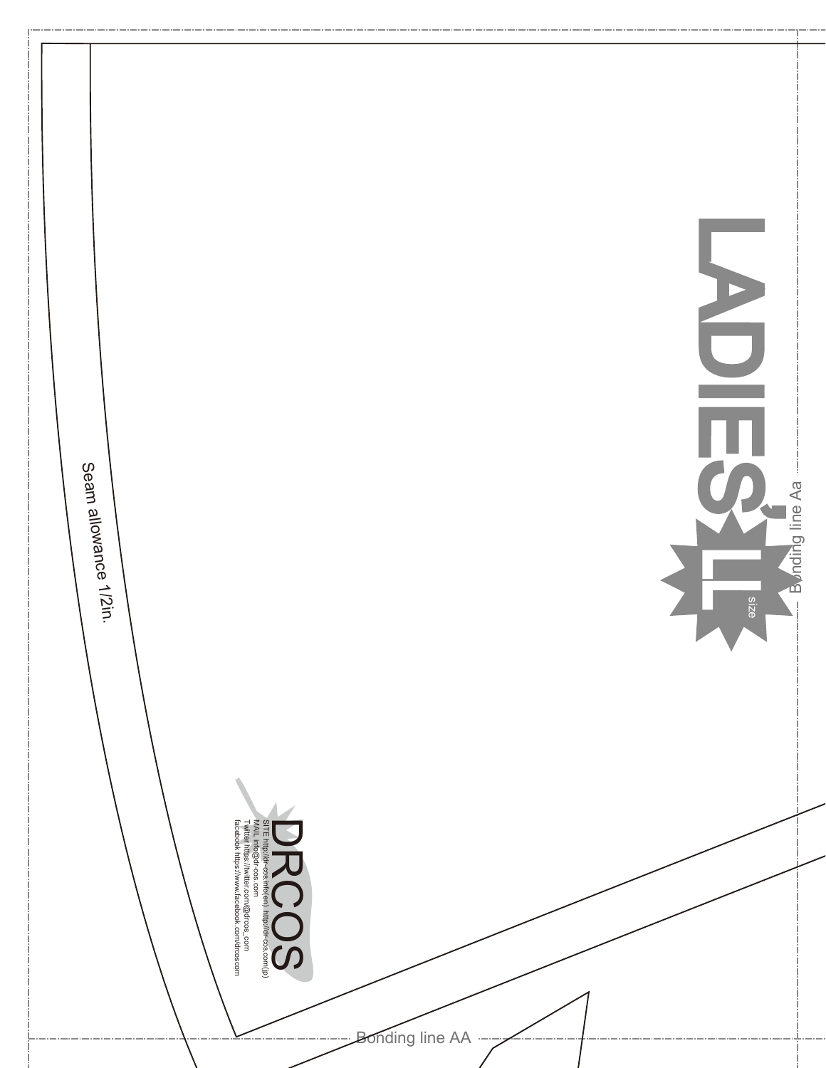LADIES' LL size

Bonding line Aa

Seam allowance 1/2in.

DRCOS

SITE http://dr-cos.info(en) http://dr-cos.com(jp)
MAIL info@dr-cos.com
Twitter https://twitter.com/@drcos_com
facebook https://www.facebook.com/drcoscom

Bonding line AA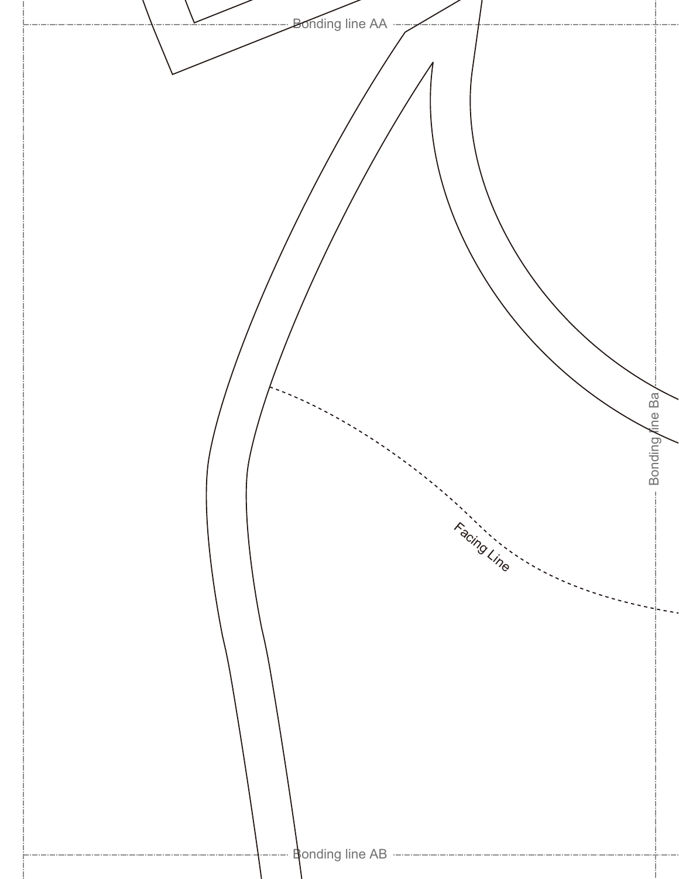Bonding line AA

Bonding line Ba

Facing Line

Bonding line AB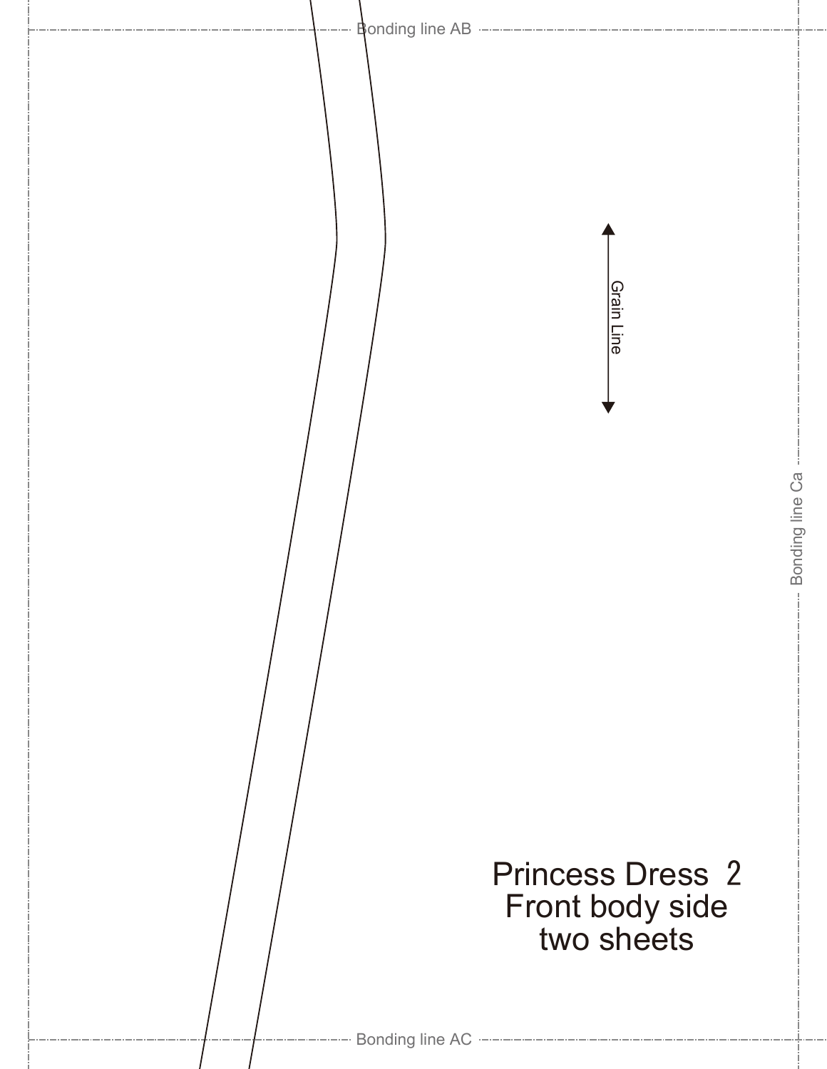Bonding line AB

Grain Line

Bonding line Ca

Princess Dress 2
Front body side
two sheets

Bonding line AC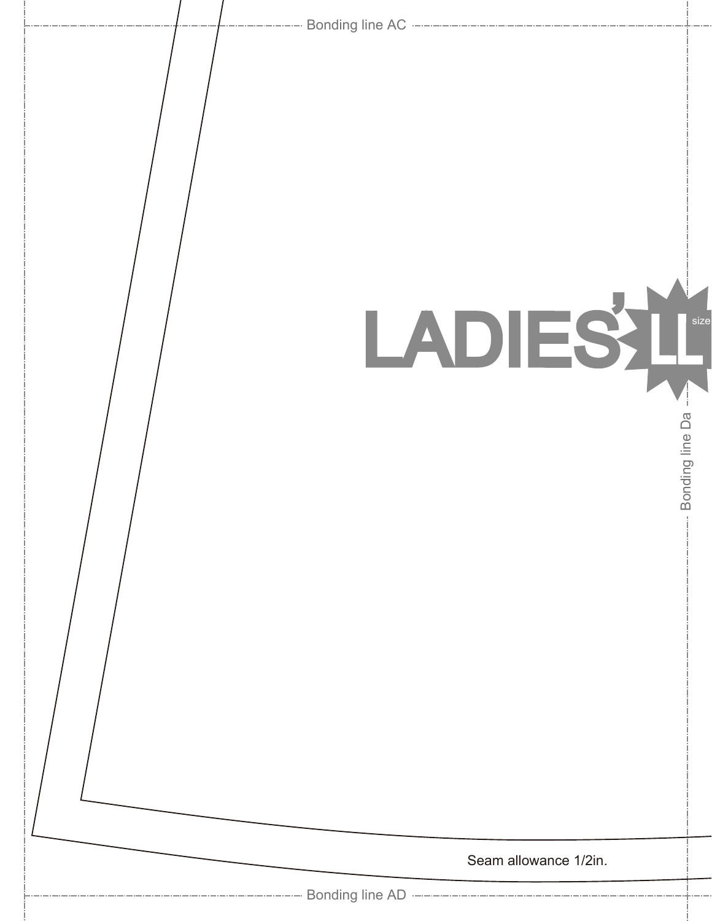Bonding line AC

LADIES' LL size

Bonding line Da

Seam allowance 1/2in.

Bonding line AD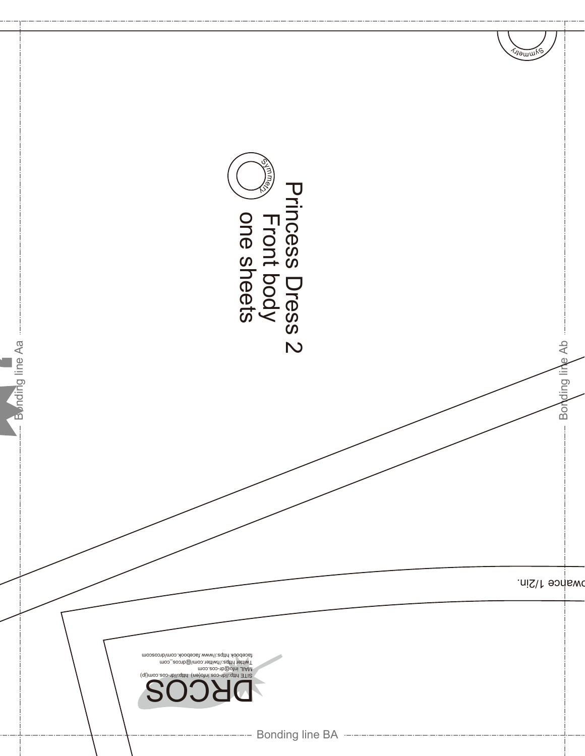Symmetry

Princess Dress 2
Front body
one sheets

Symmetry

Bonding line Aa

Bonding line Ab

owance 1/2in.

DRCOS

SITE http://dr-cos.info(en) http://dr-cos.com(jp)
MAIL info@dr-cos.com
Twitter https://twitter.com/@drcos_com
facebook https://www.facebook.com/drcoscom

Bonding line BA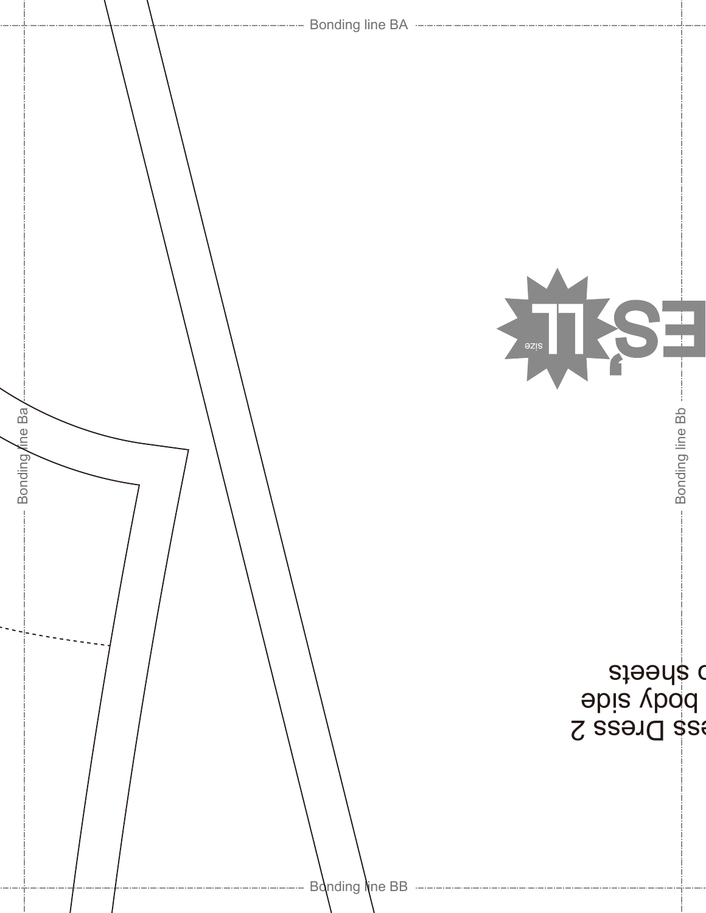Bonding line BA

Bonding line Ba

Bonding line Bb

Bonding line BB

ES LL size

ess Dress 2
body side
sheets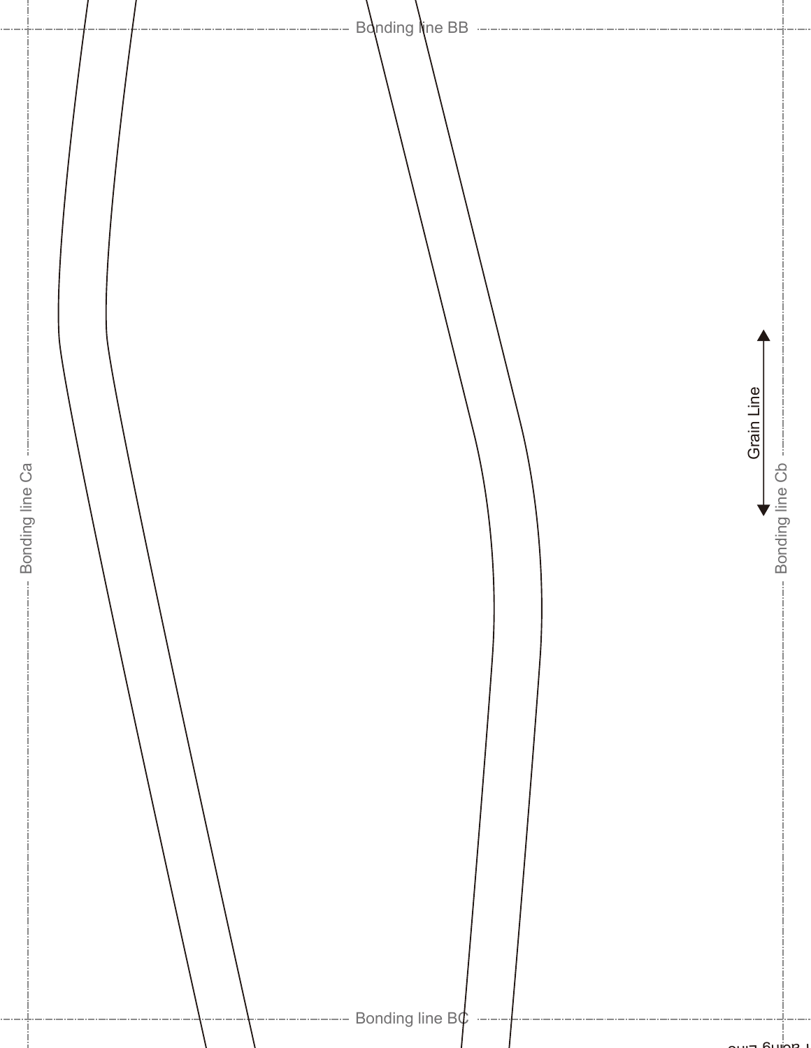Bonding line BB

Bonding line Ca

Grain Line

Bonding line Cb

Bonding line BC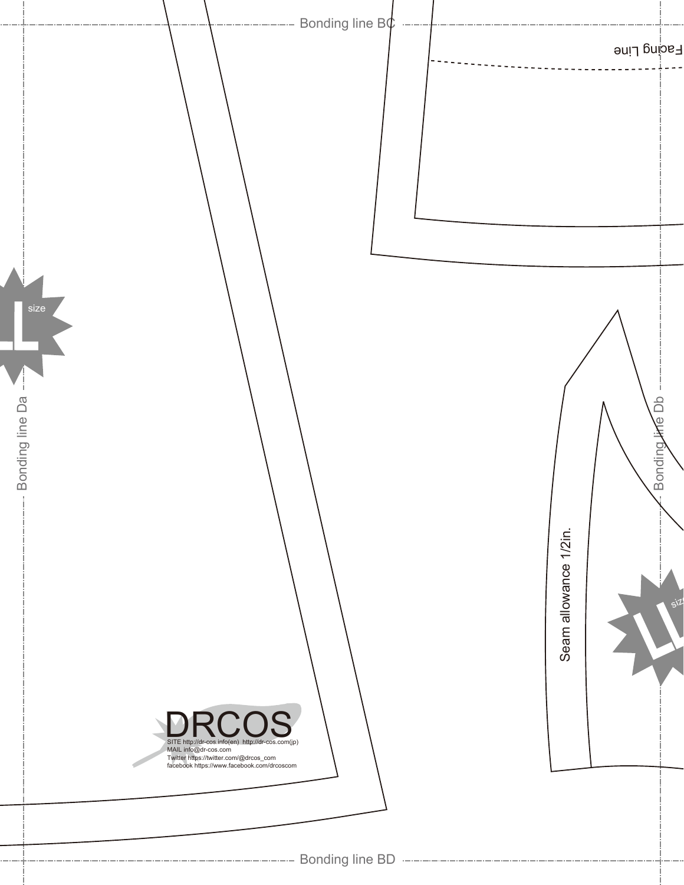Bonding line BC

Facing Line

L size

Bonding line Da

Bonding line Db

Seam allowance 1/2in.

LL size

DRCOS

SITE http://dr-cos.info(en) http://dr-cos.com(jp)
MAIL info@dr-cos.com
Twitter https://twitter.com/@drcos_com
facebook https://www.facebook.com/drcoscom

Bonding line BD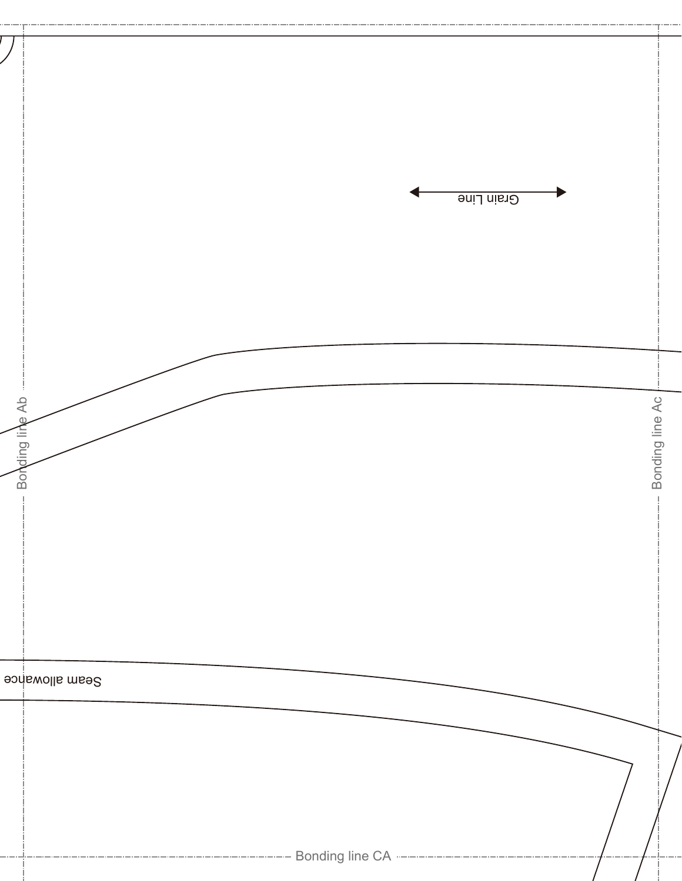Grain Line

Bonding line Ab

Bonding line Ac

Seam allowance

Bonding line CA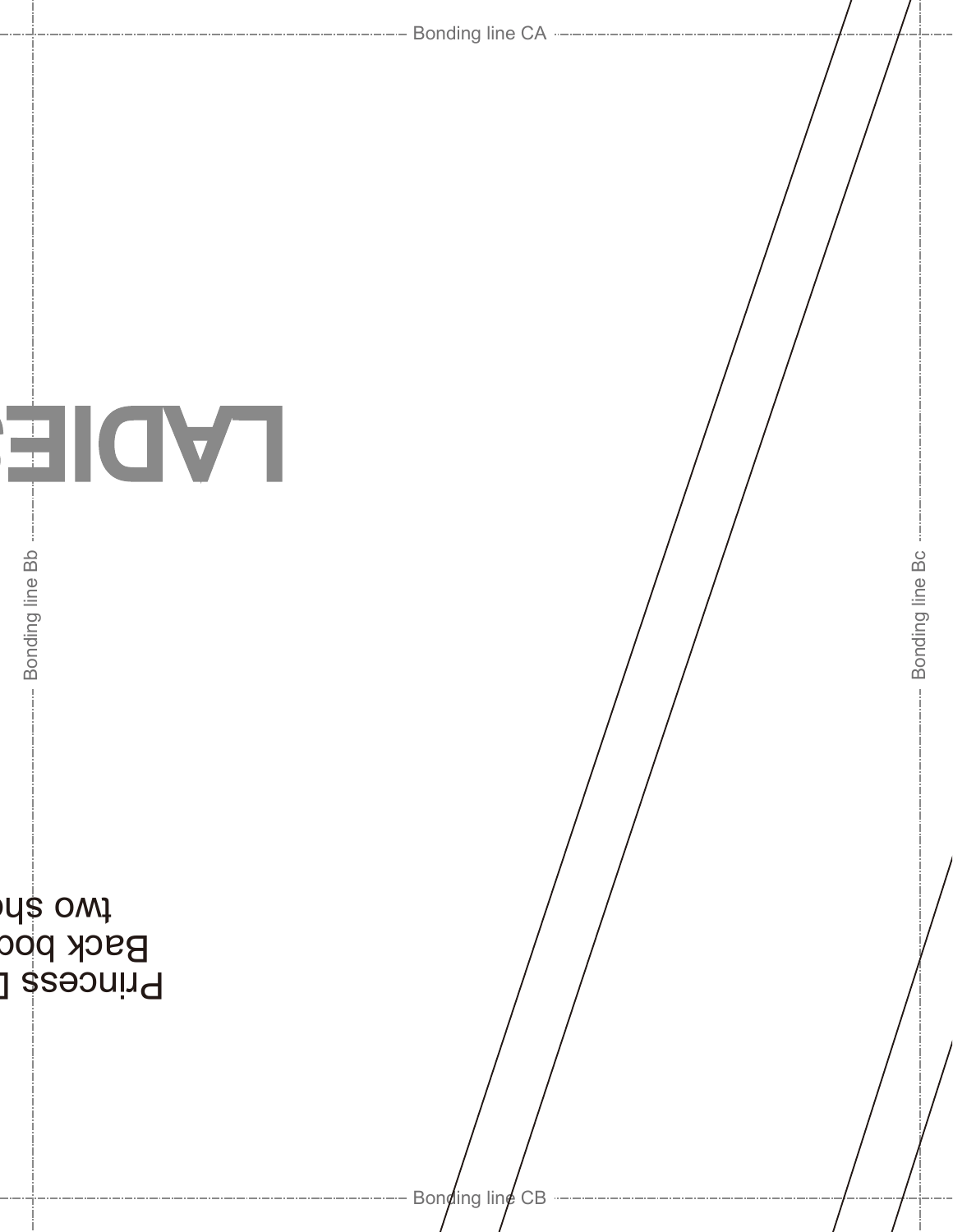Bonding line CA

LADIE

Princess 
Back boo
two sho

Bonding line Bb

Bonding line Bc

Bonding line CB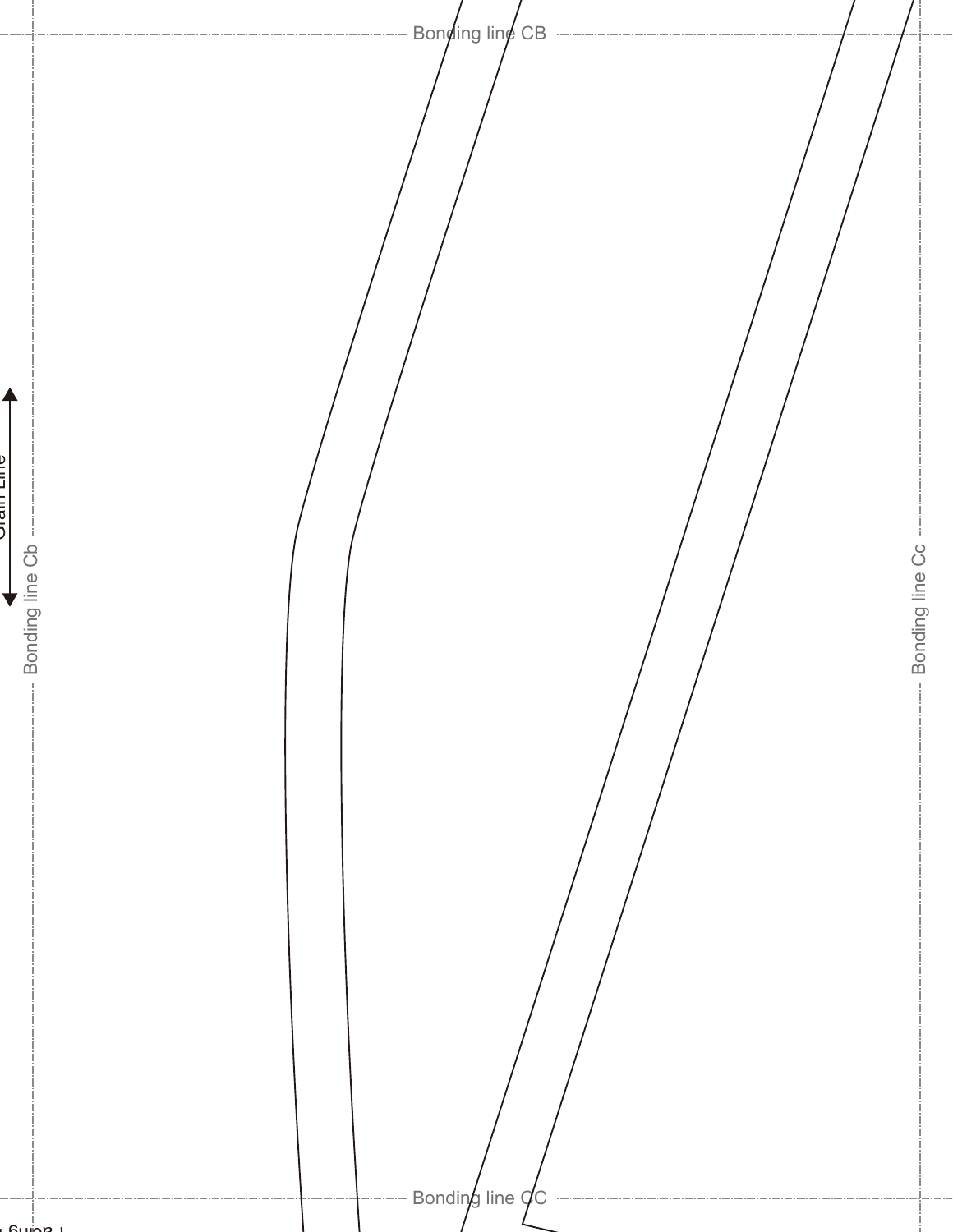Bonding line CB

Grain Line

Bonding line Cb

Bonding line Cc

Bonding line CC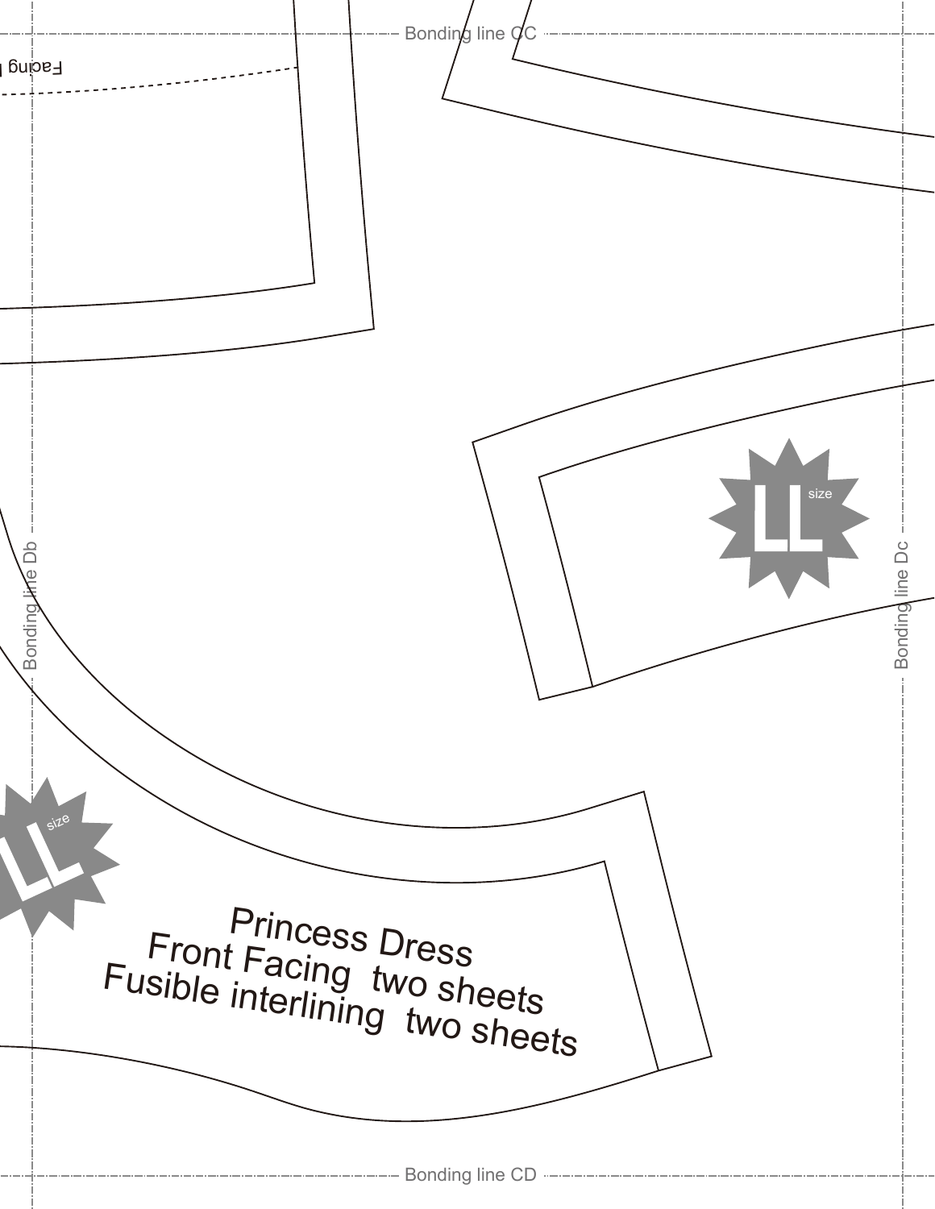Bonding line CC

Facing l

Bonding line Db

Bonding line Dc

LL size

LL size

Princess Dress
Front Facing two sheets
Fusible interlining two sheets

Bonding line CD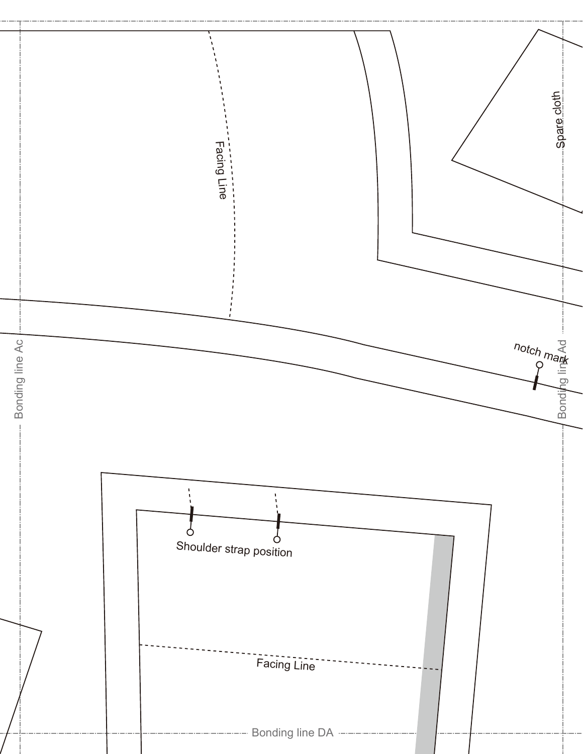Facing Line

Spare cloth

Bonding line Ac

notch mark

Bonding line Ad

Shoulder strap position

Facing Line

Bonding line DA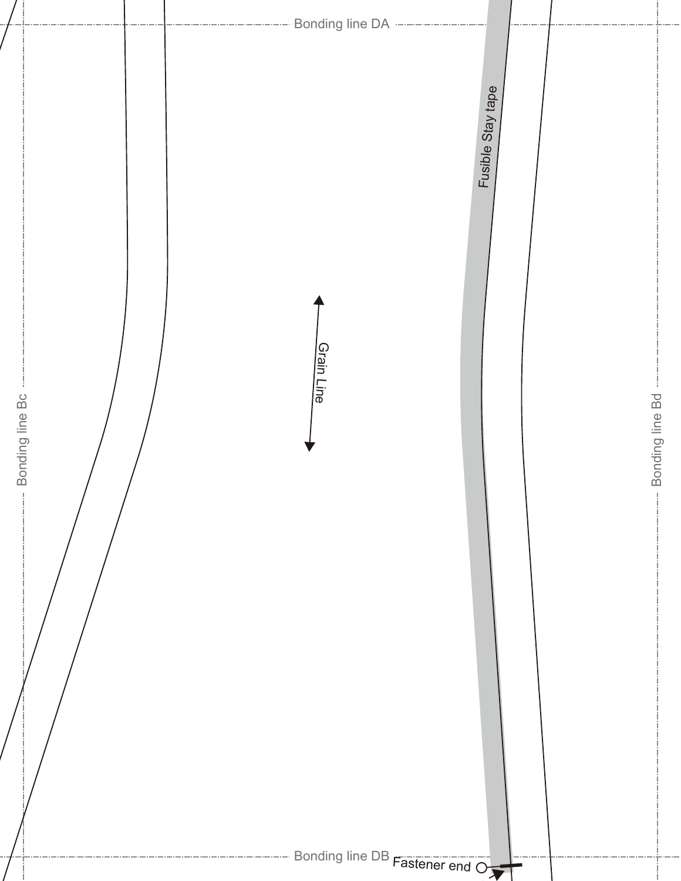Bonding line DA

Fusible Stay tape

Grain Line

Bonding line Bc

Bonding line Bd

Bonding line DB

Fastener end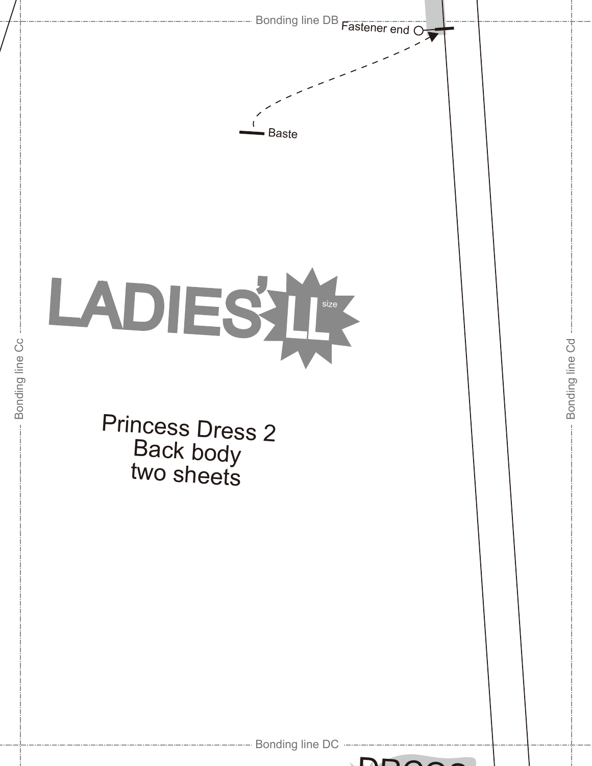Bonding line DB

Fastener end

Baste

LADIES' LL size

Princess Dress 2
Back body
two sheets

Bonding line Cc

Bonding line Cd

Bonding line DC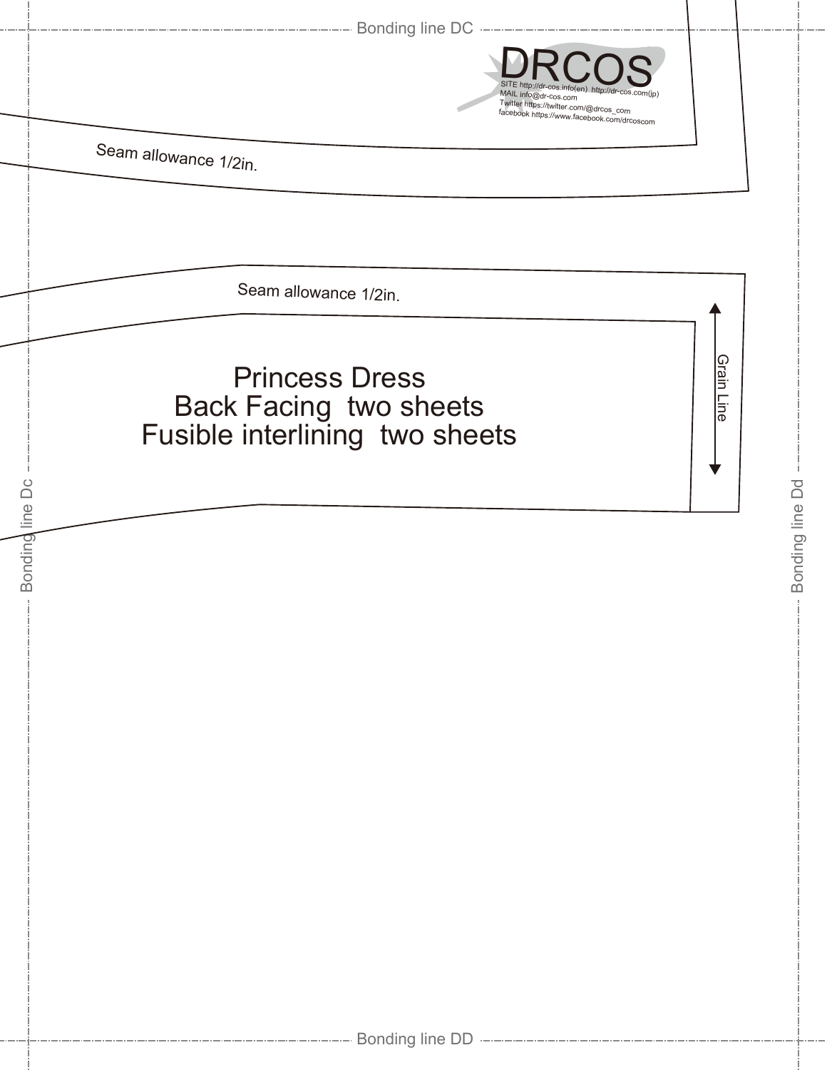Bonding line DC

DRCOS

SITE http://dr-cos.info(en) http://dr-cos.com(jp)
MAIL info@dr-cos.com
Twitter https://twitter.com/@drcos_com
facebook https://www.facebook.com/drcoscom

Seam allowance 1/2in.

Seam allowance 1/2in.

Princess Dress
Back Facing two sheets
Fusible interlining two sheets

Grain Line

Bonding line Dc

Bonding line Dd

Bonding line DD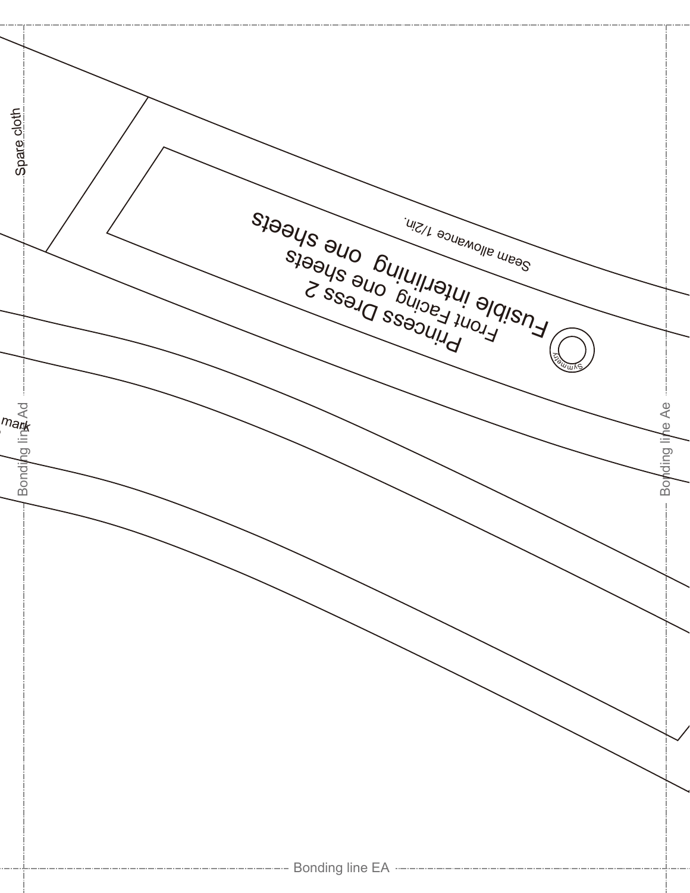Spare cloth

Seam allowance 1/2in.

Princess Dress 2

Front Facing one sheets

Fusible interlining one sheets

Symmetry

mark

Bonding line Ad

Bonding line Ae

Bonding line EA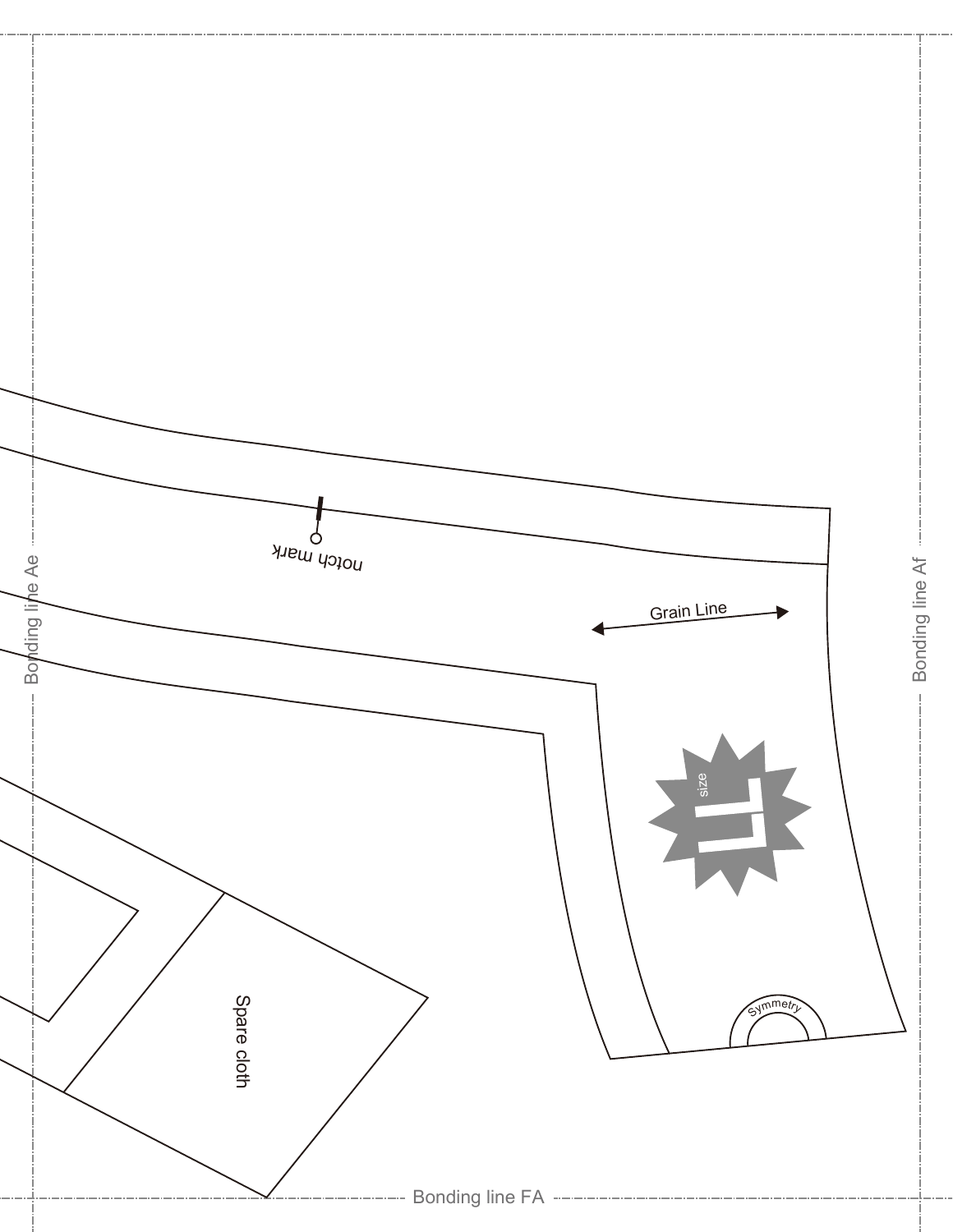Bonding line Ae

Bonding line Af

notch mark

Grain Line

size

LL

Symmetry

Spare cloth

Bonding line FA